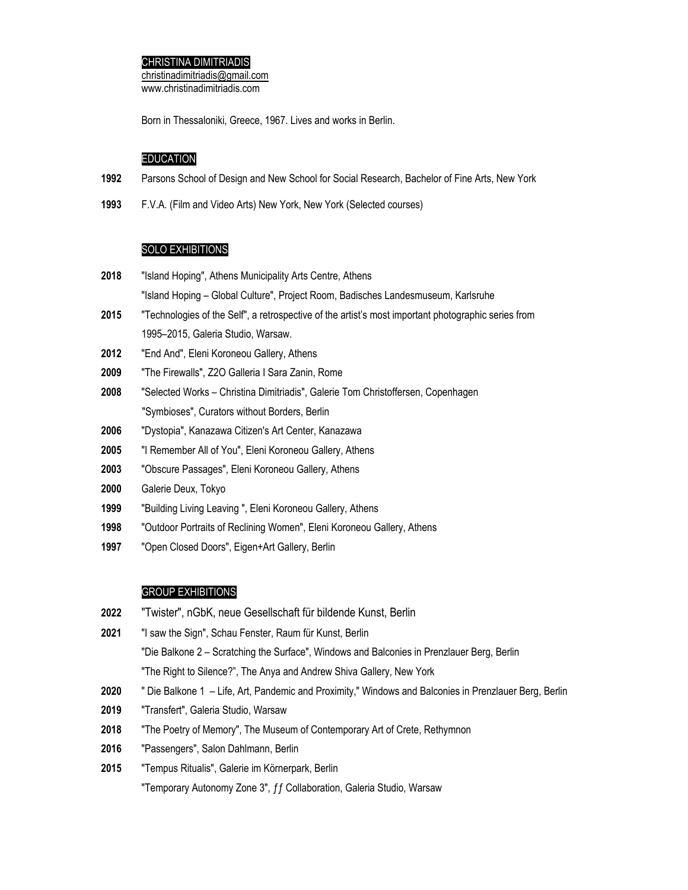# CHRISTINA DIMITRIADIS

christinadimitriadis@gmail.com
www.christinadimitriadis.com

Born in Thessaloniki, Greece, 1967. Lives and works in Berlin.

## EDUCATION

**1992** Parsons School of Design and New School for Social Research, Bachelor of Fine Arts, New York

**1993** F.V.A. (Film and Video Arts) New York, New York (Selected courses)

## SOLO EXHIBITIONS

**2018** "Island Hoping", Athens Municipality Arts Centre, Athens
"Island Hoping – Global Culture", Project Room, Badisches Landesmuseum, Karlsruhe

**2015** "Technologies of the Self", a retrospective of the artist's most important photographic series from 1995–2015, Galeria Studio, Warsaw.

**2012** "End And", Eleni Koroneou Gallery, Athens

**2009** "The Firewalls", Z2O Galleria I Sara Zanin, Rome

**2008** "Selected Works – Christina Dimitriadis", Galerie Tom Christoffersen, Copenhagen
"Symbioses", Curators without Borders, Berlin

**2006** "Dystopia", Kanazawa Citizen's Art Center, Kanazawa

**2005** "I Remember All of You", Eleni Koroneou Gallery, Athens

**2003** "Obscure Passages", Eleni Koroneou Gallery, Athens

**2000** Galerie Deux, Tokyo

**1999** "Building Living Leaving ", Eleni Koroneou Gallery, Athens

**1998** "Outdoor Portraits of Reclining Women", Eleni Koroneou Gallery, Athens

**1997** "Open Closed Doors", Eigen+Art Gallery, Berlin

## GROUP EXHIBITIONS

**2022** "Twister", nGbK, neue Gesellschaft für bildende Kunst, Berlin

**2021** "I saw the Sign", Schau Fenster, Raum für Kunst, Berlin
"Die Balkone 2 – Scratching the Surface", Windows and Balconies in Prenzlauer Berg, Berlin
"The Right to Silence?", The Anya and Andrew Shiva Gallery, New York

**2020** " Die Balkone 1 – Life, Art, Pandemic and Proximity," Windows and Balconies in Prenzlauer Berg, Berlin

**2019** "Transfert", Galeria Studio, Warsaw

**2018** "The Poetry of Memory", The Museum of Contemporary Art of Crete, Rethymnon

**2016** "Passengers", Salon Dahlmann, Berlin

**2015** "Tempus Ritualis", Galerie im Körnerpark, Berlin
"Temporary Autonomy Zone 3", ƒƒ Collaboration, Galeria Studio, Warsaw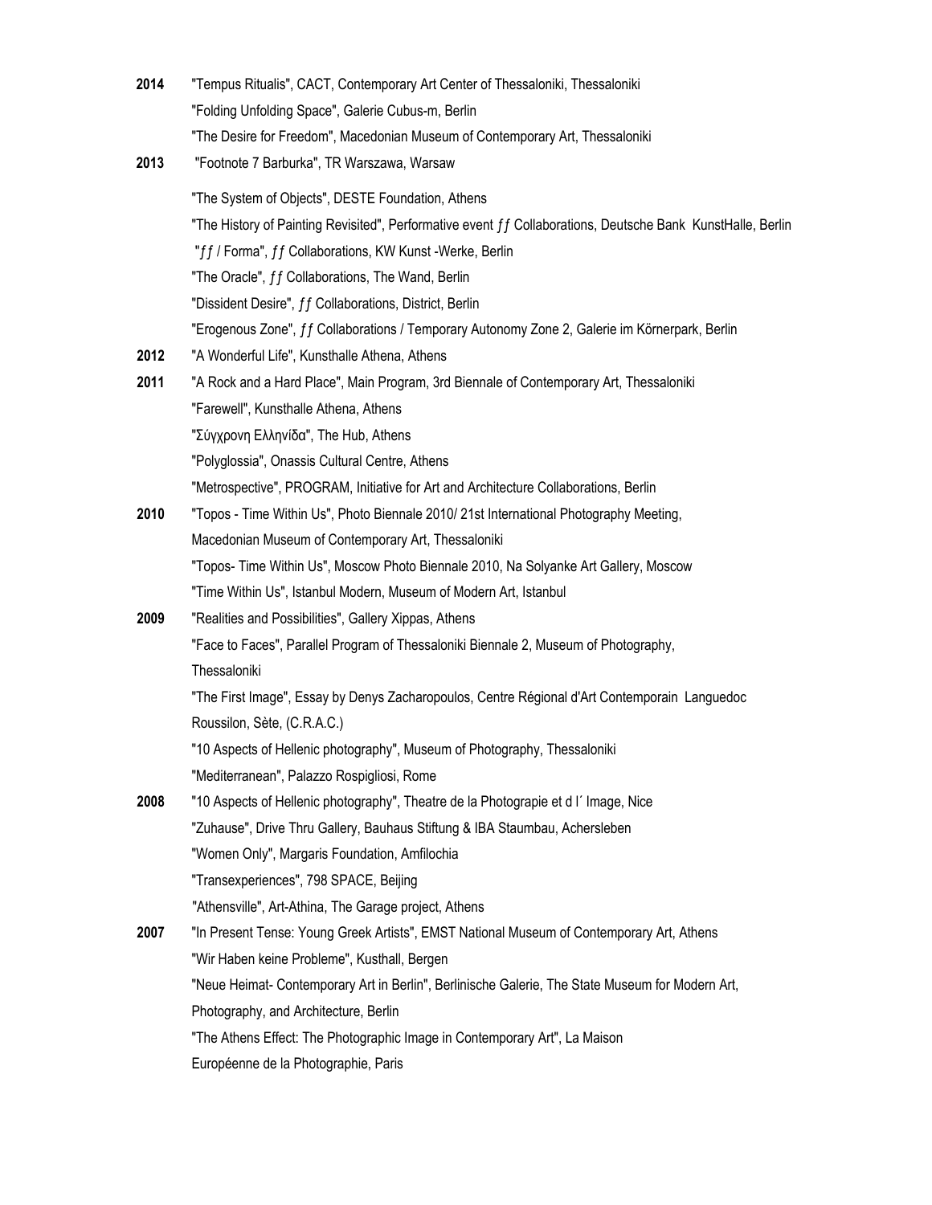**2014** "Tempus Ritualis", CACT, Contemporary Art Center of Thessaloniki, Thessaloniki

"Folding Unfolding Space", Galerie Cubus-m, Berlin

"The Desire for Freedom", Macedonian Museum of Contemporary Art, Thessaloniki

**2013** "Footnote 7 Barburka", TR Warszawa, Warsaw

"The System of Objects", DESTE Foundation, Athens

"The History of Painting Revisited", Performative event ƒƒ Collaborations, Deutsche Bank KunstHalle, Berlin

"ƒƒ / Forma", ƒƒ Collaborations, KW Kunst -Werke, Berlin

"The Oracle", ƒƒ Collaborations, The Wand, Berlin

"Dissident Desire", ƒƒ Collaborations, District, Berlin

"Erogenous Zone", ƒƒ Collaborations / Temporary Autonomy Zone 2, Galerie im Körnerpark, Berlin

**2012** "A Wonderful Life", Kunsthalle Athena, Athens

**2011** "A Rock and a Hard Place", Main Program, 3rd Biennale of Contemporary Art, Thessaloniki

"Farewell", Kunsthalle Athena, Athens

"Σύγχρονη Ελληνίδα", The Hub, Athens

"Polyglossia", Onassis Cultural Centre, Athens

"Metrospective", PROGRAM, Initiative for Art and Architecture Collaborations, Berlin

**2010** "Topos - Time Within Us", Photo Biennale 2010/ 21st International Photography Meeting, Macedonian Museum of Contemporary Art, Thessaloniki

"Topos- Time Within Us", Moscow Photo Biennale 2010, Na Solyanke Art Gallery, Moscow

"Time Within Us", Istanbul Modern, Museum of Modern Art, Istanbul

**2009** "Realities and Possibilities", Gallery Xippas, Athens

"Face to Faces", Parallel Program of Thessaloniki Biennale 2, Museum of Photography, Thessaloniki

"The First Image", Essay by Denys Zacharopoulos, Centre Régional d'Art Contemporain Languedoc Roussilon, Sète, (C.R.A.C.)

"10 Aspects of Hellenic photography", Museum of Photography, Thessaloniki

"Mediterranean", Palazzo Rospigliosi, Rome

**2008** "10 Aspects of Hellenic photography", Theatre de la Photograpie et d l´ Image, Nice

"Zuhause", Drive Thru Gallery, Bauhaus Stiftung & IBA Staumbau, Achersleben

"Women Only", Margaris Foundation, Amfilochia

"Transexperiences", 798 SPACE, Beijing

"Athensville", Art-Athina, The Garage project, Athens

**2007** "In Present Tense: Young Greek Artists", EMST National Museum of Contemporary Art, Athens

"Wir Haben keine Probleme", Kusthall, Bergen

"Neue Heimat- Contemporary Art in Berlin", Berlinische Galerie, The State Museum for Modern Art, Photography, and Architecture, Berlin

"The Athens Effect: The Photographic Image in Contemporary Art", La Maison Européenne de la Photographie, Paris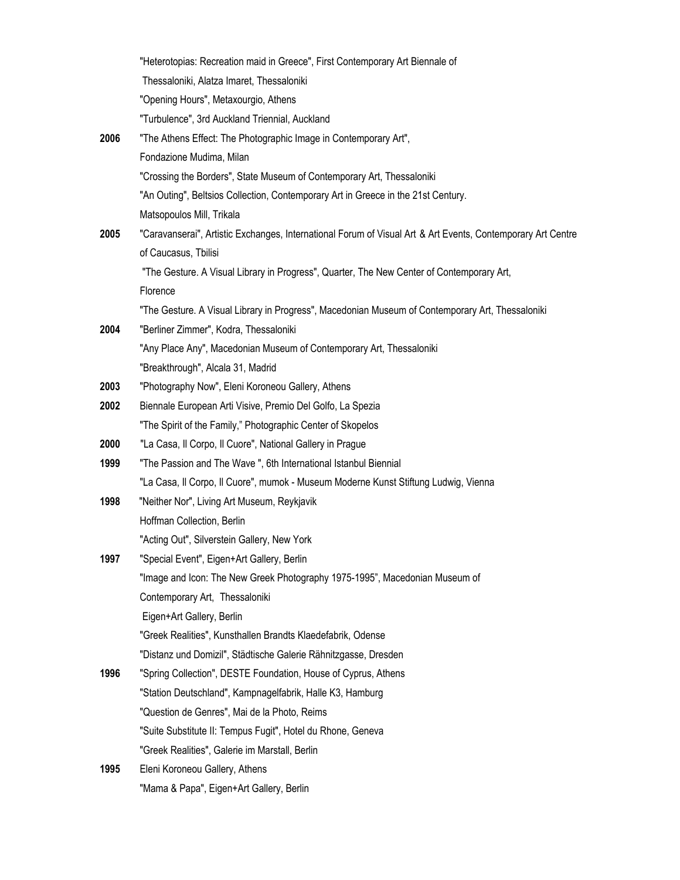"Heterotopias: Recreation maid in Greece", First Contemporary Art Biennale of Thessaloniki, Alatza Imaret, Thessaloniki

"Opening Hours", Metaxourgio, Athens

"Turbulence", 3rd Auckland Triennial, Auckland

**2006** "The Athens Effect: The Photographic Image in Contemporary Art", Fondazione Mudima, Milan

"Crossing the Borders", State Museum of Contemporary Art, Thessaloniki

"An Outing", Beltsios Collection, Contemporary Art in Greece in the 21st Century. Matsopoulos Mill, Trikala

**2005** "Caravanserai", Artistic Exchanges, International Forum of Visual Art & Art Events, Contemporary Art Centre of Caucasus, Tbilisi

"The Gesture. A Visual Library in Progress", Quarter, The New Center of Contemporary Art, Florence

"The Gesture. A Visual Library in Progress", Macedonian Museum of Contemporary Art, Thessaloniki

**2004** "Berliner Zimmer", Kodra, Thessaloniki

"Any Place Any", Macedonian Museum of Contemporary Art, Thessaloniki

"Breakthrough", Alcala 31, Madrid

**2003** "Photography Now", Eleni Koroneou Gallery, Athens

**2002** Biennale European Arti Visive, Premio Del Golfo, La Spezia

"The Spirit of the Family," Photographic Center of Skopelos

**2000** "La Casa, Il Corpo, Il Cuore", National Gallery in Prague

**1999** "The Passion and The Wave ", 6th International Istanbul Biennial

"La Casa, Il Corpo, Il Cuore", mumok - Museum Moderne Kunst Stiftung Ludwig, Vienna

**1998** "Neither Nor", Living Art Museum, Reykjavik

Hoffman Collection, Berlin

"Acting Out", Silverstein Gallery, New York

**1997** "Special Event", Eigen+Art Gallery, Berlin

"Image and Icon: The New Greek Photography 1975-1995", Macedonian Museum of Contemporary Art, Thessaloniki

Eigen+Art Gallery, Berlin

"Greek Realities", Kunsthallen Brandts Klaedefabrik, Odense

"Distanz und Domizil", Städtische Galerie Rähnitzgasse, Dresden

**1996** "Spring Collection", DESTE Foundation, House of Cyprus, Athens

"Station Deutschland", Kampnagelfabrik, Halle K3, Hamburg

"Question de Genres", Mai de la Photo, Reims

"Suite Substitute II: Tempus Fugit", Hotel du Rhone, Geneva

"Greek Realities", Galerie im Marstall, Berlin

**1995** Eleni Koroneou Gallery, Athens

"Mama & Papa", Eigen+Art Gallery, Berlin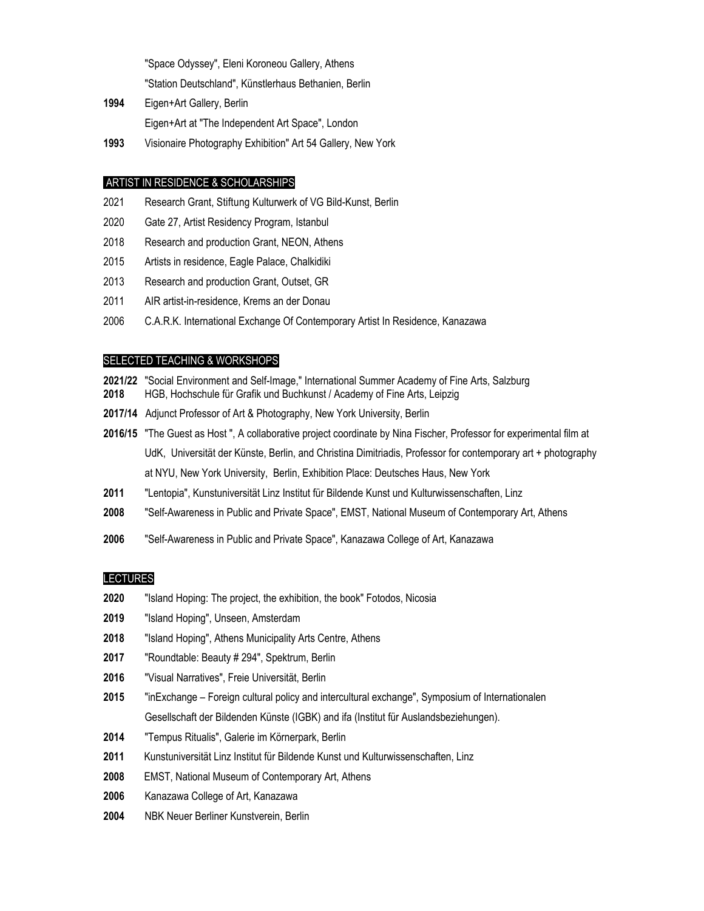"Space Odyssey", Eleni Koroneou Gallery, Athens

"Station Deutschland", Künstlerhaus Bethanien, Berlin

**1994** Eigen+Art Gallery, Berlin

Eigen+Art at "The Independent Art Space", London

**1993** Visionaire Photography Exhibition" Art 54 Gallery, New York

## ARTIST IN RESIDENCE & SCHOLARSHIPS

2021 Research Grant, Stiftung Kulturwerk of VG Bild-Kunst, Berlin

2020 Gate 27, Artist Residency Program, Istanbul

2018 Research and production Grant, NEON, Athens

2015 Artists in residence, Eagle Palace, Chalkidiki

2013 Research and production Grant, Outset, GR

2011 AIR artist-in-residence, Krems an der Donau

2006 C.A.R.K. International Exchange Of Contemporary Artist In Residence, Kanazawa

## SELECTED TEACHING & WORKSHOPS

**2021/22** "Social Environment and Self-Image," International Summer Academy of Fine Arts, Salzburg

**2018** HGB, Hochschule für Grafik und Buchkunst / Academy of Fine Arts, Leipzig

**2017/14** Adjunct Professor of Art & Photography, New York University, Berlin

**2016/15** "The Guest as Host ", A collaborative project coordinate by Nina Fischer, Professor for experimental film at UdK, Universität der Künste, Berlin, and Christina Dimitriadis, Professor for contemporary art + photography at NYU, New York University, Berlin, Exhibition Place: Deutsches Haus, New York

**2011** "Lentopia", Kunstuniversität Linz Institut für Bildende Kunst und Kulturwissenschaften, Linz

**2008** "Self-Awareness in Public and Private Space", EMST, National Museum of Contemporary Art, Athens

**2006** "Self-Awareness in Public and Private Space", Kanazawa College of Art, Kanazawa

## LECTURES

**2020** "Island Hoping: The project, the exhibition, the book" Fotodos, Nicosia

**2019** "Island Hoping", Unseen, Amsterdam

**2018** "Island Hoping", Athens Municipality Arts Centre, Athens

**2017** "Roundtable: Beauty # 294", Spektrum, Berlin

**2016** "Visual Narratives", Freie Universität, Berlin

**2015** "inExchange – Foreign cultural policy and intercultural exchange", Symposium of Internationalen Gesellschaft der Bildenden Künste (IGBK) and ifa (Institut für Auslandsbeziehungen).

**2014** "Tempus Ritualis", Galerie im Körnerpark, Berlin

**2011** Kunstuniversität Linz Institut für Bildende Kunst und Kulturwissenschaften, Linz

**2008** EMST, National Museum of Contemporary Art, Athens

**2006** Kanazawa College of Art, Kanazawa

**2004** NBK Neuer Berliner Kunstverein, Berlin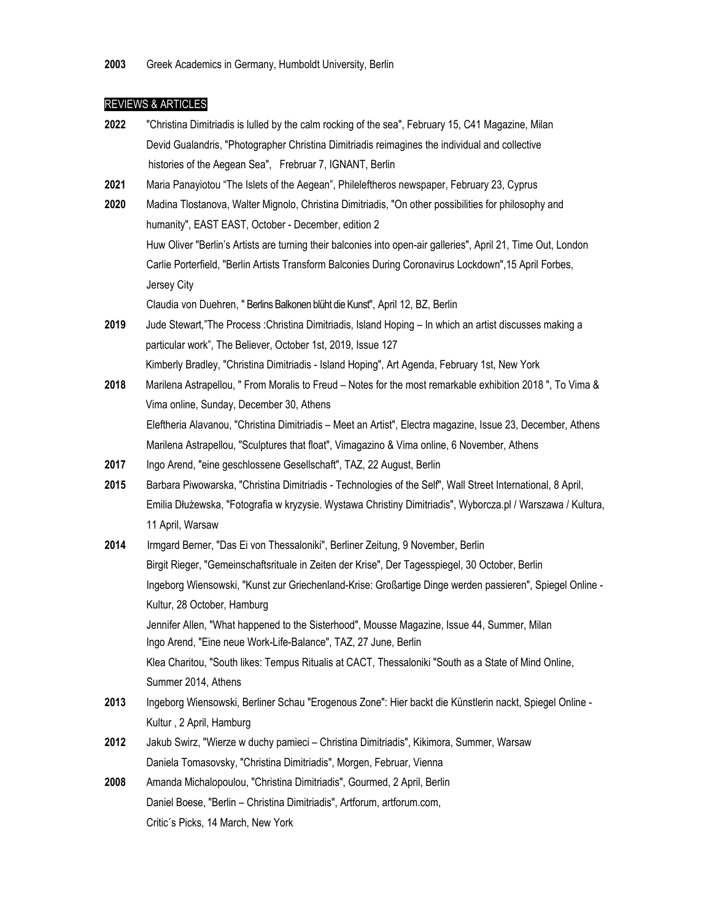**2003** Greek Academics in Germany, Humboldt University, Berlin

## REVIEWS & ARTICLES

**2022** "Christina Dimitriadis is lulled by the calm rocking of the sea", February 15, C41 Magazine, Milan
Devid Gualandris, "Photographer Christina Dimitriadis reimagines the individual and collective histories of the Aegean Sea", Frebruar 7, IGNANT, Berlin

**2021** Maria Panayiotou "The Islets of the Aegean", Phileleftheros newspaper, February 23, Cyprus

**2020** Madina Tlostanova, Walter Mignolo, Christina Dimitriadis, "On other possibilities for philosophy and humanity", EAST EAST, October - December, edition 2
Huw Oliver "Berlin's Artists are turning their balconies into open-air galleries", April 21, Time Out, London
Carlie Porterfield, "Berlin Artists Transform Balconies During Coronavirus Lockdown",15 April Forbes, Jersey City
Claudia von Duehren, " Berlins Balkonen blüht die Kunst", April 12, BZ, Berlin

**2019** Jude Stewart,"The Process :Christina Dimitriadis, Island Hoping – In which an artist discusses making a particular work", The Believer, October 1st, 2019, Issue 127
Kimberly Bradley, "Christina Dimitriadis - Island Hoping", Art Agenda, February 1st, New York

**2018** Marilena Astrapellou, " From Moralis to Freud – Notes for the most remarkable exhibition 2018 ", To Vima & Vima online, Sunday, December 30, Athens
Eleftheria Alavanou, "Christina Dimitriadis – Meet an Artist", Electra magazine, Issue 23, December, Athens
Marilena Astrapellou, "Sculptures that float", Vimagazino & Vima online, 6 November, Athens

**2017** Ingo Arend, "eine geschlossene Gesellschaft", TAZ, 22 August, Berlin

**2015** Barbara Piwowarska, "Christina Dimitriadis - Technologies of the Self", Wall Street International, 8 April,
Emilia Dłużewska, "Fotografia w kryzysie. Wystawa Christiny Dimitriadis", Wyborcza.pl / Warszawa / Kultura, 11 April, Warsaw

**2014** Irmgard Berner, "Das Ei von Thessaloniki", Berliner Zeitung, 9 November, Berlin
Birgit Rieger, "Gemeinschaftsrituale in Zeiten der Krise", Der Tagesspiegel, 30 October, Berlin
Ingeborg Wiensowski, "Kunst zur Griechenland-Krise: Großartige Dinge werden passieren", Spiegel Online - Kultur, 28 October, Hamburg
Jennifer Allen, "What happened to the Sisterhood", Mousse Magazine, Issue 44, Summer, Milan
Ingo Arend, "Eine neue Work-Life-Balance", TAZ, 27 June, Berlin
Klea Charitou, "South likes: Tempus Ritualis at CACT, Thessaloniki "South as a State of Mind Online, Summer 2014, Athens

**2013** Ingeborg Wiensowski, Berliner Schau "Erogenous Zone": Hier backt die Künstlerin nackt, Spiegel Online - Kultur , 2 April, Hamburg

**2012** Jakub Swirz, "Wierze w duchy pamieci – Christina Dimitriadis", Kikimora, Summer, Warsaw
Daniela Tomasovsky, "Christina Dimitriadis", Morgen, Februar, Vienna

**2008** Amanda Michalopoulou, "Christina Dimitriadis", Gourmed, 2 April, Berlin
Daniel Boese, "Berlin – Christina Dimitriadis", Artforum, artforum.com, Critic´s Picks, 14 March, New York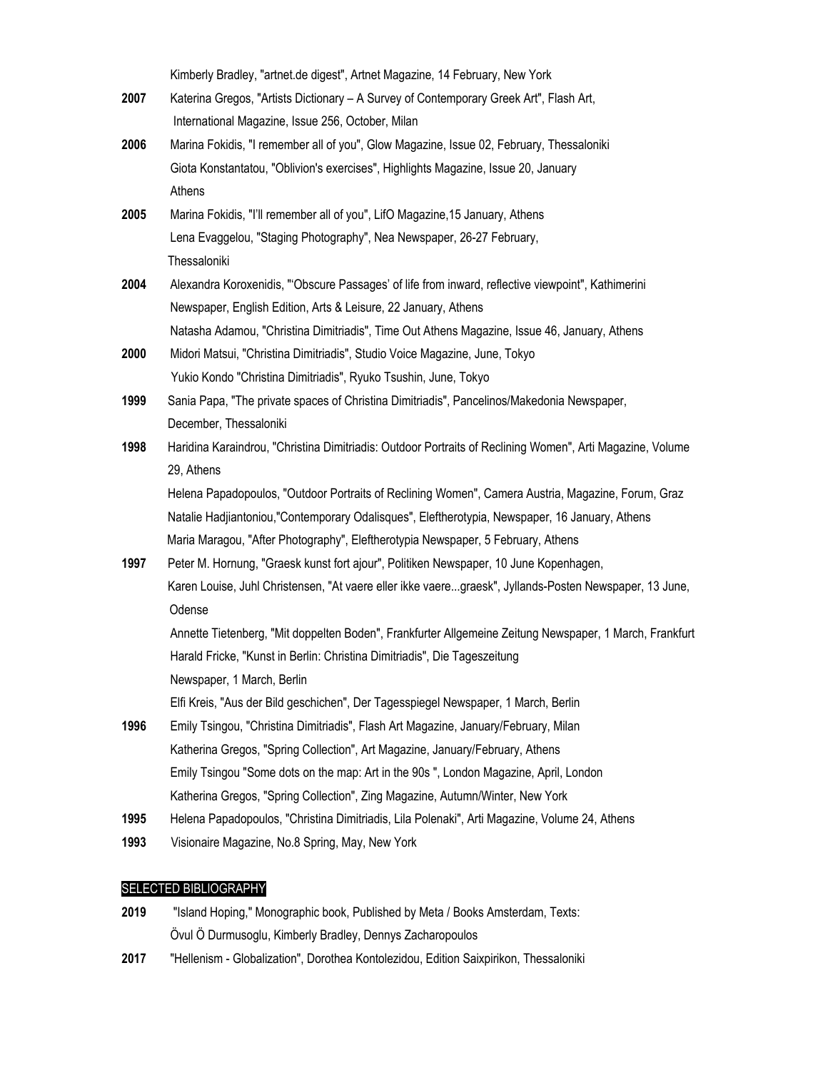Kimberly Bradley, "artnet.de digest", Artnet Magazine, 14 February, New York

**2007** Katerina Gregos, "Artists Dictionary – A Survey of Contemporary Greek Art", Flash Art, International Magazine, Issue 256, October, Milan

**2006** Marina Fokidis, "I remember all of you", Glow Magazine, Issue 02, February, Thessaloniki
Giota Konstantatou, "Oblivion's exercises", Highlights Magazine, Issue 20, January Athens

**2005** Marina Fokidis, "I'll remember all of you", LifO Magazine,15 January, Athens
Lena Evaggelou, "Staging Photography", Nea Newspaper, 26-27 February, Thessaloniki

**2004** Alexandra Koroxenidis, "'Obscure Passages' of life from inward, reflective viewpoint", Kathimerini Newspaper, English Edition, Arts & Leisure, 22 January, Athens
Natasha Adamou, "Christina Dimitriadis", Time Out Athens Magazine, Issue 46, January, Athens

**2000** Midori Matsui, "Christina Dimitriadis", Studio Voice Magazine, June, Tokyo
Yukio Kondo "Christina Dimitriadis", Ryuko Tsushin, June, Tokyo

**1999** Sania Papa, "The private spaces of Christina Dimitriadis", Pancelinos/Makedonia Newspaper, December, Thessaloniki

**1998** Haridina Karaindrou, "Christina Dimitriadis: Outdoor Portraits of Reclining Women", Arti Magazine, Volume 29, Athens
Helena Papadopoulos, "Outdoor Portraits of Reclining Women", Camera Austria, Magazine, Forum, Graz
Natalie Hadjiantoniou,"Contemporary Odalisques", Eleftherotypia, Newspaper, 16 January, Athens
Maria Maragou, "After Photography", Eleftherotypia Newspaper, 5 February, Athens

**1997** Peter M. Hornung, "Graesk kunst fort ajour", Politiken Newspaper, 10 June Kopenhagen,
Karen Louise, Juhl Christensen, "At vaere eller ikke vaere...graesk", Jyllands-Posten Newspaper, 13 June, Odense
Annette Tietenberg, "Mit doppelten Boden", Frankfurter Allgemeine Zeitung Newspaper, 1 March, Frankfurt
Harald Fricke, "Kunst in Berlin: Christina Dimitriadis", Die Tageszeitung Newspaper, 1 March, Berlin
Elfi Kreis, "Aus der Bild geschichen", Der Tagesspiegel Newspaper, 1 March, Berlin

**1996** Emily Tsingou, "Christina Dimitriadis", Flash Art Magazine, January/February, Milan
Katherina Gregos, "Spring Collection", Art Magazine, January/February, Athens
Emily Tsingou "Some dots on the map: Art in the 90s ", London Magazine, April, London
Katherina Gregos, "Spring Collection", Zing Magazine, Autumn/Winter, New York

**1995** Helena Papadopoulos, "Christina Dimitriadis, Lila Polenaki", Arti Magazine, Volume 24, Athens

**1993** Visionaire Magazine, No.8 Spring, May, New York

## SELECTED BIBLIOGRAPHY

**2019** "Island Hoping," Monographic book, Published by Meta / Books Amsterdam, Texts: Övul Ö Durmusoglu, Kimberly Bradley, Dennys Zacharopoulos

**2017** "Hellenism - Globalization", Dorothea Kontolezidou, Edition Saixpirikon, Thessaloniki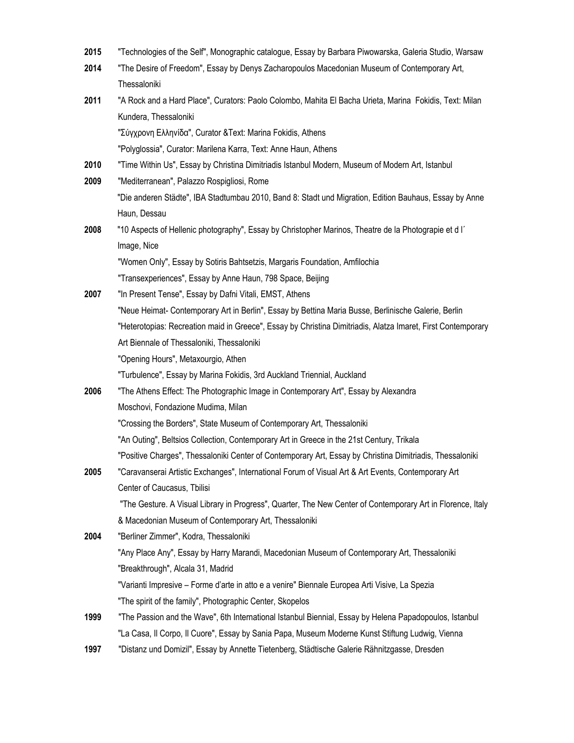**2015** "Technologies of the Self", Monographic catalogue, Essay by Barbara Piwowarska, Galeria Studio, Warsaw

**2014** "The Desire of Freedom", Essay by Denys Zacharopoulos Macedonian Museum of Contemporary Art, Thessaloniki

**2011** "A Rock and a Hard Place", Curators: Paolo Colombo, Mahita El Bacha Urieta, Marina Fokidis, Text: Milan Kundera, Thessaloniki

"Σύγχρονη Ελληνίδα", Curator &Text: Marina Fokidis, Athens

"Polyglossia", Curator: Marilena Karra, Text: Anne Haun, Athens

**2010** "Time Within Us", Essay by Christina Dimitriadis Istanbul Modern, Museum of Modern Art, Istanbul

**2009** "Mediterranean", Palazzo Rospigliosi, Rome

"Die anderen Städte", IBA Stadtumbau 2010, Band 8: Stadt und Migration, Edition Bauhaus, Essay by Anne Haun, Dessau

**2008** "10 Aspects of Hellenic photography", Essay by Christopher Marinos, Theatre de la Photograpie et d l´ Image, Nice

"Women Only", Essay by Sotiris Bahtsetzis, Margaris Foundation, Amfilochia

"Transexperiences", Essay by Anne Haun, 798 Space, Beijing

**2007** "In Present Tense", Essay by Dafni Vitali, EMST, Athens

"Neue Heimat- Contemporary Art in Berlin", Essay by Bettina Maria Busse, Berlinische Galerie, Berlin

"Heterotopias: Recreation maid in Greece", Essay by Christina Dimitriadis, Alatza Imaret, First Contemporary Art Biennale of Thessaloniki, Thessaloniki

"Opening Hours", Metaxourgio, Athen

"Turbulence", Essay by Marina Fokidis, 3rd Auckland Triennial, Auckland

**2006** "The Athens Effect: The Photographic Image in Contemporary Art", Essay by Alexandra Moschovi, Fondazione Mudima, Milan

"Crossing the Borders", State Museum of Contemporary Art, Thessaloniki

"An Outing", Beltsios Collection, Contemporary Art in Greece in the 21st Century, Trikala

"Positive Charges", Thessaloniki Center of Contemporary Art, Essay by Christina Dimitriadis, Thessaloniki

**2005** "Caravanserai Artistic Exchanges", International Forum of Visual Art & Art Events, Contemporary Art Center of Caucasus, Tbilisi

"The Gesture. A Visual Library in Progress", Quarter, The New Center of Contemporary Art in Florence, Italy & Macedonian Museum of Contemporary Art, Thessaloniki

**2004** "Berliner Zimmer", Kodra, Thessaloniki

"Any Place Any", Essay by Harry Marandi, Macedonian Museum of Contemporary Art, Thessaloniki

"Breakthrough", Alcala 31, Madrid

"Varianti Impresive – Forme d'arte in atto e a venire" Biennale Europea Arti Visive, La Spezia

"The spirit of the family", Photographic Center, Skopelos

**1999** "The Passion and the Wave", 6th International Istanbul Biennial, Essay by Helena Papadopoulos, Istanbul

"La Casa, Il Corpo, Il Cuore", Essay by Sania Papa, Museum Moderne Kunst Stiftung Ludwig, Vienna

**1997** "Distanz und Domizil", Essay by Annette Tietenberg, Städtische Galerie Rähnitzgasse, Dresden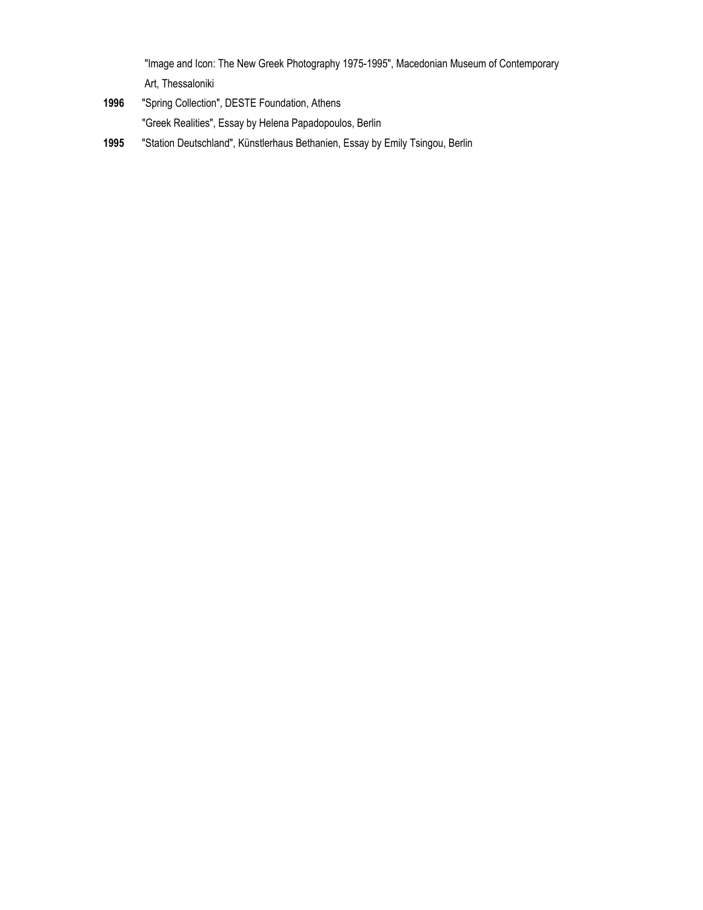"Image and Icon: The New Greek Photography 1975-1995", Macedonian Museum of Contemporary Art, Thessaloniki

**1996** "Spring Collection", DESTE Foundation, Athens

"Greek Realities", Essay by Helena Papadopoulos, Berlin

**1995** "Station Deutschland", Künstlerhaus Bethanien, Essay by Emily Tsingou, Berlin